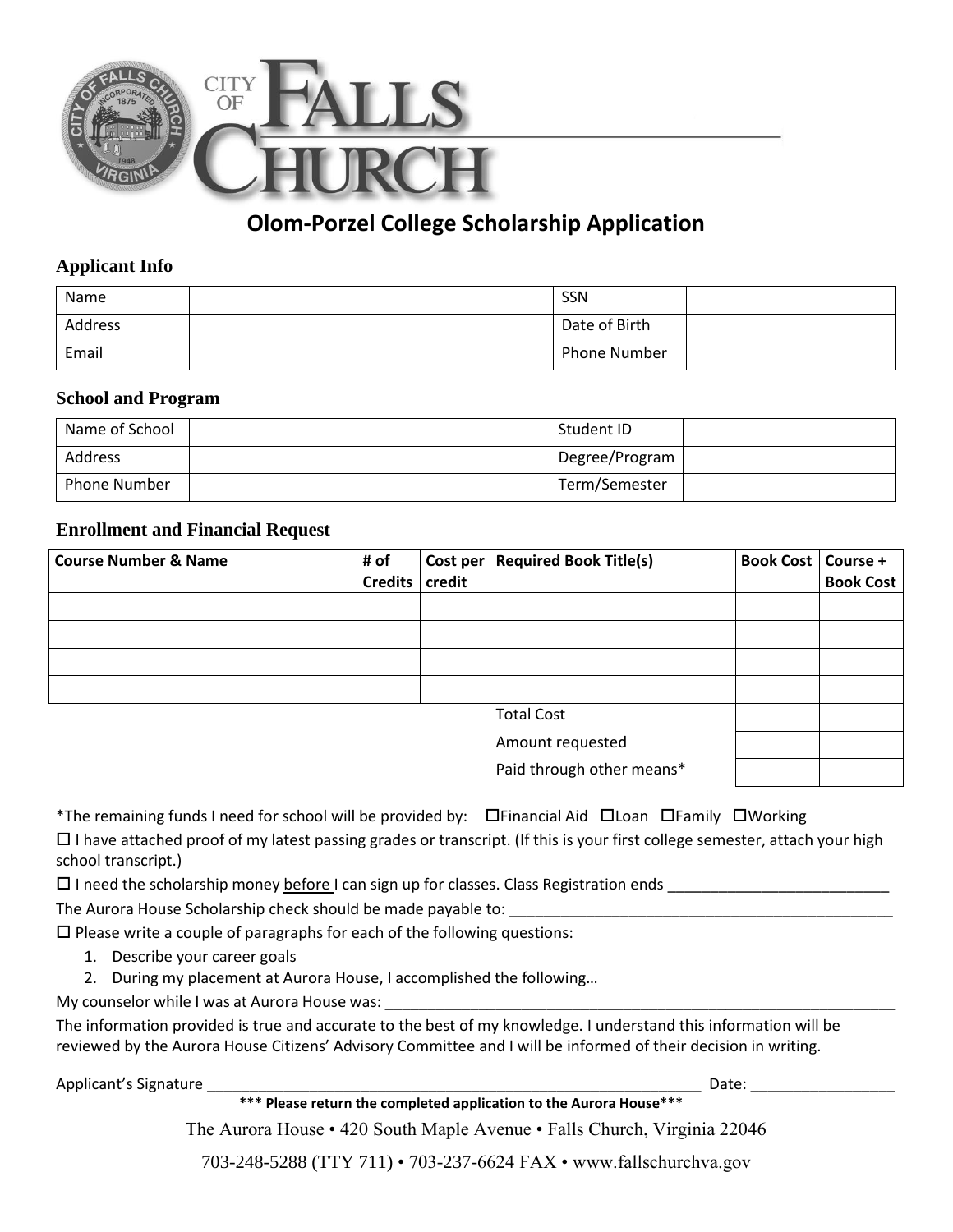CITY OF FALLS CHURCH

# Olom-Porzel College Scholarship Application

### Applicant Info

| Name | | SSN | |
|---|---|---|---|
| Address | | Date of Birth | |
| Email | | Phone Number | |

### School and Program

| Name of School | | Student ID | |
|---|---|---|---|
| Address | | Degree/Program | |
| Phone Number | | Term/Semester | |

### Enrollment and Financial Request

| Course Number & Name | # of Credits | Cost per credit | Required Book Title(s) | Book Cost | Course + Book Cost |
|---|---|---|---|---|---|
| | | | | | |
| | | | | | |
| | | | | | |
| | | | | | |
| | | | Total Cost | | |
| | | | Amount requested | | |
| | | | Paid through other means* | | |

*The remaining funds I need for school will be provided by: ☐Financial Aid ☐Loan ☐Family ☐Working

☐ I have attached proof of my latest passing grades or transcript. (If this is your first college semester, attach your high school transcript.)

☐ I need the scholarship money before I can sign up for classes. Class Registration ends ___________________________

The Aurora House Scholarship check should be made payable to: _______________________________________________

☐ Please write a couple of paragraphs for each of the following questions:

1. Describe your career goals
2. During my placement at Aurora House, I accomplished the following…

My counselor while I was at Aurora House was: _________________________________________________________________

The information provided is true and accurate to the best of my knowledge. I understand this information will be reviewed by the Aurora House Citizens' Advisory Committee and I will be informed of their decision in writing.

Applicant's Signature ______________________________________________________________ Date: _________________

**\*\*\* Please return the completed application to the Aurora House\*\*\***

The Aurora House • 420 South Maple Avenue • Falls Church, Virginia 22046

703-248-5288 (TTY 711) • 703-237-6624 FAX • www.fallschurchva.gov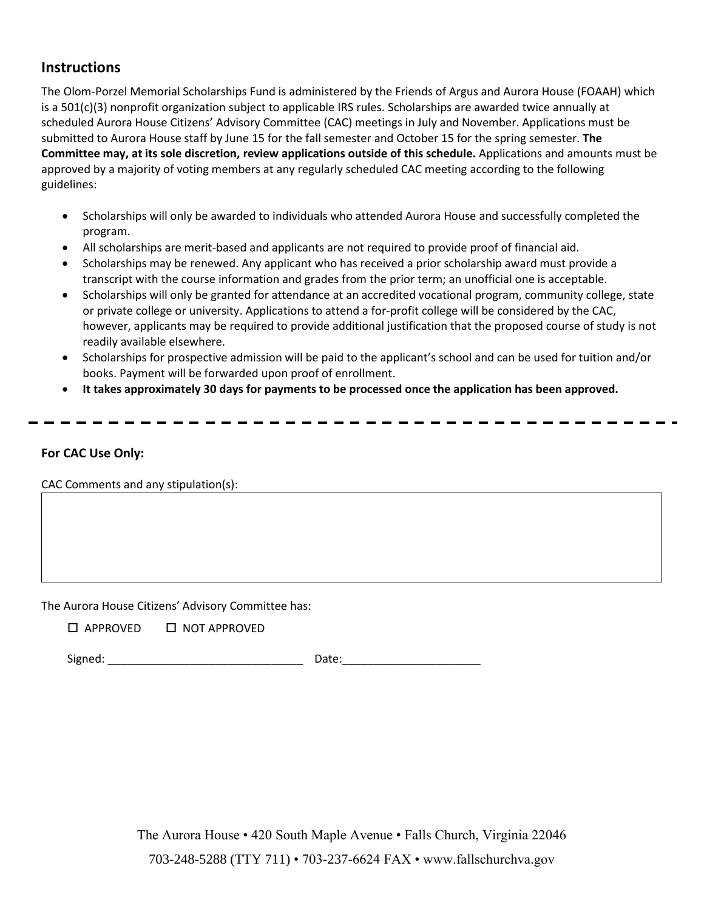## Instructions

The Olom-Porzel Memorial Scholarships Fund is administered by the Friends of Argus and Aurora House (FOAAH) which is a 501(c)(3) nonprofit organization subject to applicable IRS rules. Scholarships are awarded twice annually at scheduled Aurora House Citizens' Advisory Committee (CAC) meetings in July and November. Applications must be submitted to Aurora House staff by June 15 for the fall semester and October 15 for the spring semester. **The Committee may, at its sole discretion, review applications outside of this schedule.** Applications and amounts must be approved by a majority of voting members at any regularly scheduled CAC meeting according to the following guidelines:

- Scholarships will only be awarded to individuals who attended Aurora House and successfully completed the program.
- All scholarships are merit-based and applicants are not required to provide proof of financial aid.
- Scholarships may be renewed. Any applicant who has received a prior scholarship award must provide a transcript with the course information and grades from the prior term; an unofficial one is acceptable.
- Scholarships will only be granted for attendance at an accredited vocational program, community college, state or private college or university. Applications to attend a for-profit college will be considered by the CAC, however, applicants may be required to provide additional justification that the proposed course of study is not readily available elsewhere.
- Scholarships for prospective admission will be paid to the applicant's school and can be used for tuition and/or books. Payment will be forwarded upon proof of enrollment.
- **It takes approximately 30 days for payments to be processed once the application has been approved.**

---

**For CAC Use Only:**

CAC Comments and any stipulation(s):

| |
|---|
| |

The Aurora House Citizens' Advisory Committee has:

☐ APPROVED ☐ NOT APPROVED

Signed: _______________________________ Date:______________________

The Aurora House • 420 South Maple Avenue • Falls Church, Virginia 22046

703-248-5288 (TTY 711) • 703-237-6624 FAX • www.fallschurchva.gov